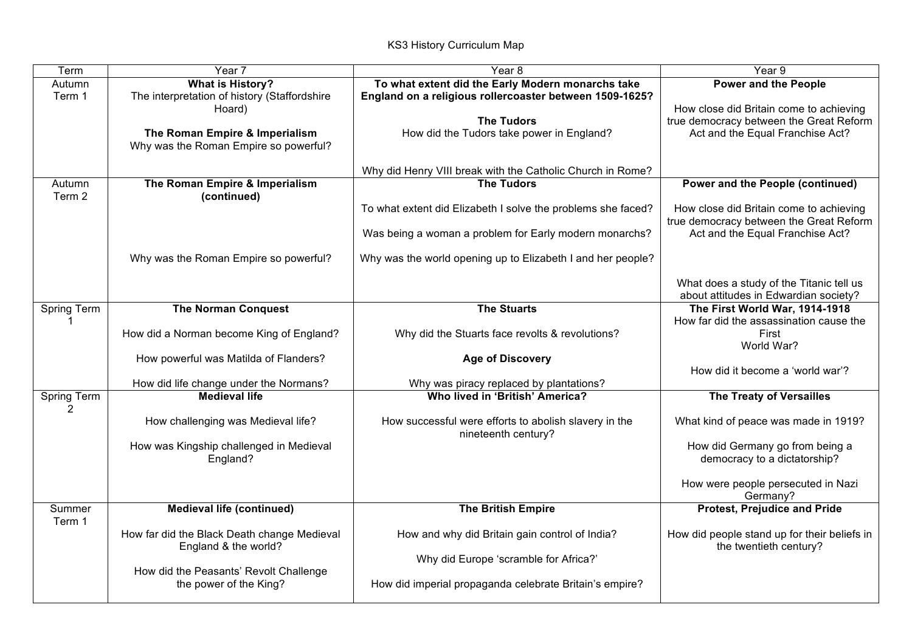# KS3 History Curriculum Map

| Term | Year 7 | Year 8 | Year 9 |
|---|---|---|---|
| Autumn Term 1 | **What is History?**<br>The interpretation of history (Staffordshire Hoard)<br><br>**The Roman Empire & Imperialism**<br>Why was the Roman Empire so powerful? | **To what extent did the Early Modern monarchs take England on a religious rollercoaster between 1509-1625?**<br><br>**The Tudors**<br>How did the Tudors take power in England?<br><br>Why did Henry VIII break with the Catholic Church in Rome? | **Power and the People**<br><br>How close did Britain come to achieving true democracy between the Great Reform Act and the Equal Franchise Act? |
| Autumn Term 2 | **The Roman Empire & Imperialism (continued)**<br><br>Why was the Roman Empire so powerful? | **The Tudors**<br><br>To what extent did Elizabeth I solve the problems she faced?<br><br>Was being a woman a problem for Early modern monarchs?<br><br>Why was the world opening up to Elizabeth I and her people? | **Power and the People (continued)**<br><br>How close did Britain come to achieving true democracy between the Great Reform Act and the Equal Franchise Act?<br><br>What does a study of the Titanic tell us about attitudes in Edwardian society? |
| Spring Term 1 | **The Norman Conquest**<br><br>How did a Norman become King of England?<br><br>How powerful was Matilda of Flanders?<br><br>How did life change under the Normans? | **The Stuarts**<br><br>Why did the Stuarts face revolts & revolutions?<br><br>**Age of Discovery**<br><br>Why was piracy replaced by plantations? | **The First World War, 1914-1918**<br>How far did the assassination cause the First World War?<br><br>How did it become a 'world war'? |
| Spring Term 2 | **Medieval life**<br><br>How challenging was Medieval life?<br><br>How was Kingship challenged in Medieval England? | **Who lived in 'British' America?**<br><br>How successful were efforts to abolish slavery in the nineteenth century? | **The Treaty of Versailles**<br><br>What kind of peace was made in 1919?<br><br>How did Germany go from being a democracy to a dictatorship?<br><br>How were people persecuted in Nazi Germany? |
| Summer Term 1 | **Medieval life (continued)**<br><br>How far did the Black Death change Medieval England & the world?<br><br>How did the Peasants' Revolt Challenge the power of the King? | **The British Empire**<br><br>How and why did Britain gain control of India?<br><br>Why did Europe 'scramble for Africa?'<br><br>How did imperial propaganda celebrate Britain's empire? | **Protest, Prejudice and Pride**<br><br>How did people stand up for their beliefs in the twentieth century? |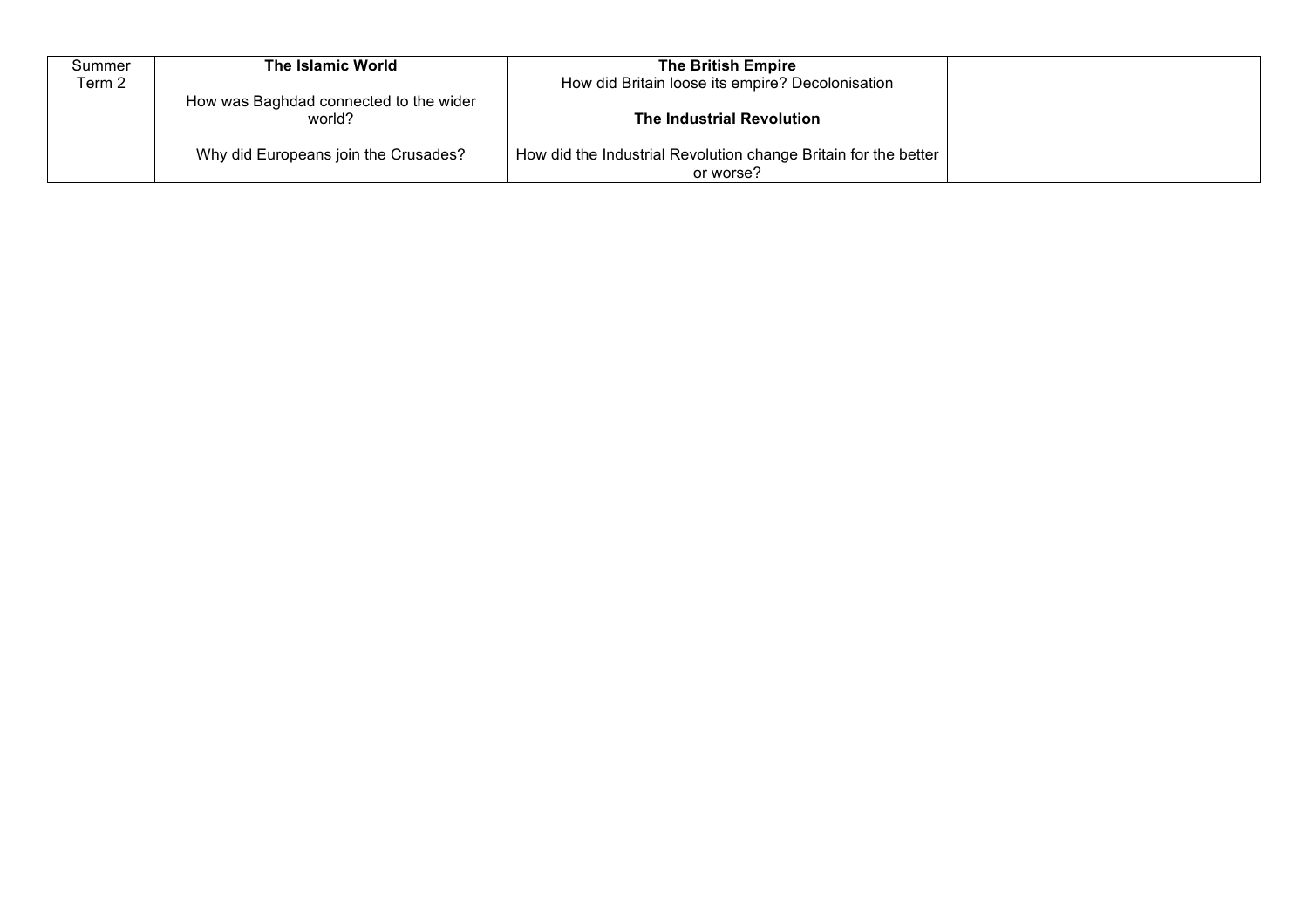| | | | |
|---|---|---|---|
| Summer Term 2 | **The Islamic World**<br><br>How was Baghdad connected to the wider world?<br><br>Why did Europeans join the Crusades? | **The British Empire**<br>How did Britain loose its empire? Decolonisation<br><br>**The Industrial Revolution**<br><br>How did the Industrial Revolution change Britain for the better or worse? | |